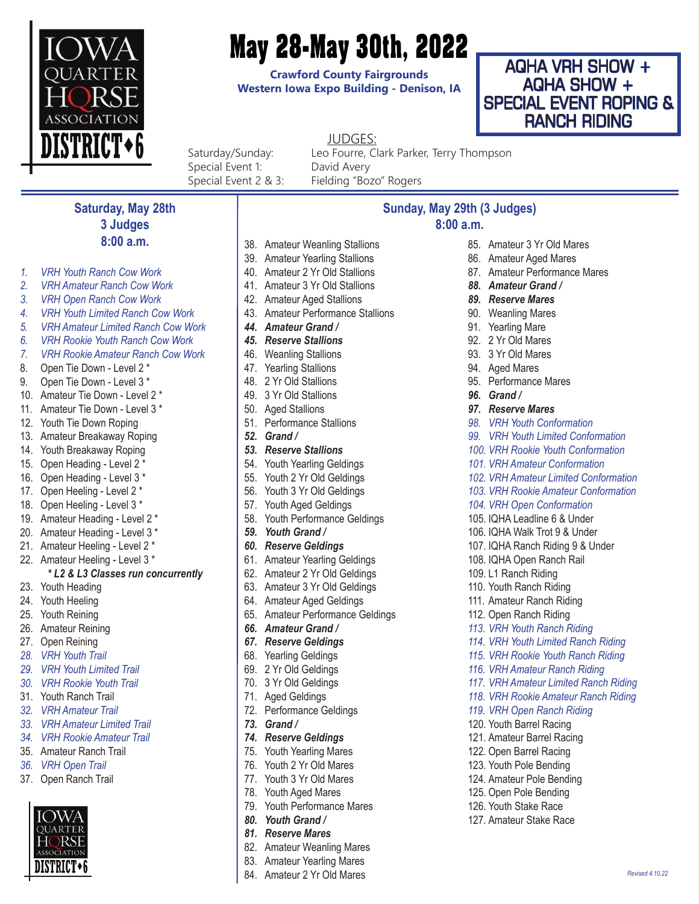IOWA QUARTER HORSE ASSOCIATION DISTRICT 6

# May 28-May 30th, 2022

**Crawford County Fairgrounds**
**Western Iowa Expo Building - Denison, IA**

**AQHA VRH SHOW + AQHA SHOW + SPECIAL EVENT ROPING & RANCH RIDING**

JUDGES:

Saturday/Sunday: Leo Fourre, Clark Parker, Terry Thompson
Special Event 1: David Avery
Special Event 2 & 3: Fielding "Bozo" Rogers

## Saturday, May 28th
### 3 Judges
### 8:00 a.m.

1. *VRH Youth Ranch Cow Work*
2. *VRH Amateur Ranch Cow Work*
3. *VRH Open Ranch Cow Work*
4. *VRH Youth Limited Ranch Cow Work*
5. *VRH Amateur Limited Ranch Cow Work*
6. *VRH Rookie Youth Ranch Cow Work*
7. *VRH Rookie Amateur Ranch Cow Work*
8. Open Tie Down - Level 2 *
9. Open Tie Down - Level 3 *
10. Amateur Tie Down - Level 2 *
11. Amateur Tie Down - Level 3 *
12. Youth Tie Down Roping
13. Amateur Breakaway Roping
14. Youth Breakaway Roping
15. Open Heading - Level 2 *
16. Open Heading - Level 3 *
17. Open Heeling - Level 2 *
18. Open Heeling - Level 3 *
19. Amateur Heading - Level 2 *
20. Amateur Heading - Level 3 *
21. Amateur Heeling - Level 2 *
22. Amateur Heeling - Level 3 *

***\* L2 & L3 Classes run concurrently***

23. Youth Heading
24. Youth Heeling
25. Youth Reining
26. Amateur Reining
27. Open Reining
28. *VRH Youth Trail*
29. *VRH Youth Limited Trail*
30. *VRH Rookie Youth Trail*
31. Youth Ranch Trail
32. *VRH Amateur Trail*
33. *VRH Amateur Limited Trail*
34. *VRH Rookie Amateur Trail*
35. Amateur Ranch Trail
36. *VRH Open Trail*
37. Open Ranch Trail

## Sunday, May 29th (3 Judges)
### 8:00 a.m.

38. Amateur Weanling Stallions
39. Amateur Yearling Stallions
40. Amateur 2 Yr Old Stallions
41. Amateur 3 Yr Old Stallions
42. Amateur Aged Stallions
43. Amateur Performance Stallions
44. ***Amateur Grand /***
45. ***Reserve Stallions***
46. Weanling Stallions
47. Yearling Stallions
48. 2 Yr Old Stallions
49. 3 Yr Old Stallions
50. Aged Stallions
51. Performance Stallions
52. ***Grand /***
53. ***Reserve Stallions***
54. Youth Yearling Geldings
55. Youth 2 Yr Old Geldings
56. Youth 3 Yr Old Geldings
57. Youth Aged Geldings
58. Youth Performance Geldings
59. ***Youth Grand /***
60. ***Reserve Geldings***
61. Amateur Yearling Geldings
62. Amateur 2 Yr Old Geldings
63. Amateur 3 Yr Old Geldings
64. Amateur Aged Geldings
65. Amateur Performance Geldings
66. ***Amateur Grand /***
67. ***Reserve Geldings***
68. Yearling Geldings
69. 2 Yr Old Geldings
70. 3 Yr Old Geldings
71. Aged Geldings
72. Performance Geldings
73. ***Grand /***
74. ***Reserve Geldings***
75. Youth Yearling Mares
76. Youth 2 Yr Old Mares
77. Youth 3 Yr Old Mares
78. Youth Aged Mares
79. Youth Performance Mares
80. ***Youth Grand /***
81. ***Reserve Mares***
82. Amateur Weanling Mares
83. Amateur Yearling Mares
84. Amateur 2 Yr Old Mares
85. Amateur 3 Yr Old Mares
86. Amateur Aged Mares
87. Amateur Performance Mares
88. ***Amateur Grand /***
89. ***Reserve Mares***
90. Weanling Mares
91. Yearling Mare
92. 2 Yr Old Mares
93. 3 Yr Old Mares
94. Aged Mares
95. Performance Mares
96. ***Grand /***
97. ***Reserve Mares***
98. *VRH Youth Conformation*
99. *VRH Youth Limited Conformation*
100. *VRH Rookie Youth Conformation*
101. *VRH Amateur Conformation*
102. *VRH Amateur Limited Conformation*
103. *VRH Rookie Amateur Conformation*
104. *VRH Open Conformation*
105. IQHA Leadline 6 & Under
106. IQHA Walk Trot 9 & Under
107. IQHA Ranch Riding 9 & Under
108. IQHA Open Ranch Rail
109. L1 Ranch Riding
110. Youth Ranch Riding
111. Amateur Ranch Riding
112. Open Ranch Riding
113. *VRH Youth Ranch Riding*
114. *VRH Youth Limited Ranch Riding*
115. *VRH Rookie Youth Ranch Riding*
116. *VRH Amateur Ranch Riding*
117. *VRH Amateur Limited Ranch Riding*
118. *VRH Rookie Amateur Ranch Riding*
119. *VRH Open Ranch Riding*
120. Youth Barrel Racing
121. Amateur Barrel Racing
122. Open Barrel Racing
123. Youth Pole Bending
124. Amateur Pole Bending
125. Open Pole Bending
126. Youth Stake Race
127. Amateur Stake Race

*Revised 4.10.22*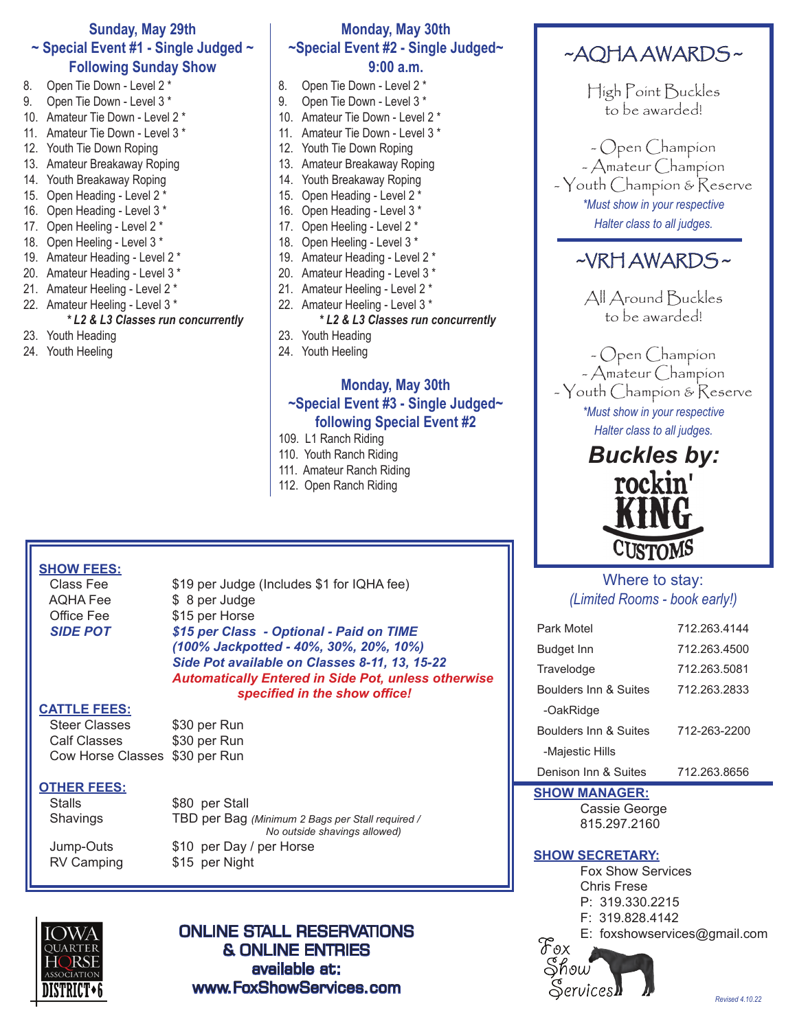## Sunday, May 29th
## ~ Special Event #1 - Single Judged ~
## Following Sunday Show

8. Open Tie Down - Level 2 *
9. Open Tie Down - Level 3 *
10. Amateur Tie Down - Level 2 *
11. Amateur Tie Down - Level 3 *
12. Youth Tie Down Roping
13. Amateur Breakaway Roping
14. Youth Breakaway Roping
15. Open Heading - Level 2 *
16. Open Heading - Level 3 *
17. Open Heeling - Level 2 *
18. Open Heeling - Level 3 *
19. Amateur Heading - Level 2 *
20. Amateur Heading - Level 3 *
21. Amateur Heeling - Level 2 *
22. Amateur Heeling - Level 3 *

***** L2 & L3 Classes run concurrently**

23. Youth Heading
24. Youth Heeling

## Monday, May 30th
## ~Special Event #2 - Single Judged~
## 9:00 a.m.

8. Open Tie Down - Level 2 *
9. Open Tie Down - Level 3 *
10. Amateur Tie Down - Level 2 *
11. Amateur Tie Down - Level 3 *
12. Youth Tie Down Roping
13. Amateur Breakaway Roping
14. Youth Breakaway Roping
15. Open Heading - Level 2 *
16. Open Heading - Level 3 *
17. Open Heeling - Level 2 *
18. Open Heeling - Level 3 *
19. Amateur Heading - Level 2 *
20. Amateur Heading - Level 3 *
21. Amateur Heeling - Level 2 *
22. Amateur Heeling - Level 3 *

***** L2 & L3 Classes run concurrently**

23. Youth Heading
24. Youth Heeling

## Monday, May 30th
## ~Special Event #3 - Single Judged~
## following Special Event #2

109. L1 Ranch Riding
110. Youth Ranch Riding
111. Amateur Ranch Riding
112. Open Ranch Riding

## ~AQHA AWARDS~

High Point Buckles to be awarded!

- Open Champion
- Amateur Champion
- Youth Champion & Reserve

*\*Must show in your respective Halter class to all judges.*

## ~VRH AWARDS~

All Around Buckles to be awarded!

- Open Champion
- Amateur Champion
- Youth Champion & Reserve

*\*Must show in your respective Halter class to all judges.*

**Buckles by:**

rockin' KING CUSTOMS

**SHOW FEES:**

| | |
|---|---|
| Class Fee | $19 per Judge (Includes $1 for IQHA fee) |
| AQHA Fee | $ 8 per Judge |
| Office Fee | $15 per Horse |
| ***SIDE POT*** | ***$15 per Class - Optional - Paid on TIME*** <br> ***(100% Jackpotted - 40%, 30%, 20%, 10%)*** <br> ***Side Pot available on Classes 8-11, 13, 15-22*** <br> ***Automatically Entered in Side Pot, unless otherwise specified in the show office!*** |

**CATTLE FEES:**

| | |
|---|---|
| Steer Classes | $30 per Run |
| Calf Classes | $30 per Run |
| Cow Horse Classes | $30 per Run |

**OTHER FEES:**

| | |
|---|---|
| Stalls | $80 per Stall |
| Shavings | TBD per Bag *(Minimum 2 Bags per Stall required / No outside shavings allowed)* |
| Jump-Outs | $10 per Day / per Horse |
| RV Camping | $15 per Night |

Where to stay:
*(Limited Rooms - book early!)*

| | |
|---|---|
| Park Motel | 712.263.4144 |
| Budget Inn | 712.263.4500 |
| Travelodge | 712.263.5081 |
| Boulders Inn & Suites -OakRidge | 712.263.2833 |
| Boulders Inn & Suites -Majestic Hills | 712-263-2200 |
| Denison Inn & Suites | 712.263.8656 |

**SHOW MANAGER:**
Cassie George
815.297.2160

**SHOW SECRETARY:**
Fox Show Services
Chris Frese
P: 319.330.2215
F: 319.828.4142
E: foxshowservices@gmail.com

IOWA QUARTER HORSE ASSOCIATION DISTRICT 6

**ONLINE STALL RESERVATIONS & ONLINE ENTRIES available at: www.FoxShowServices.com**

Fox Show Services

*Revised 4.10.22*